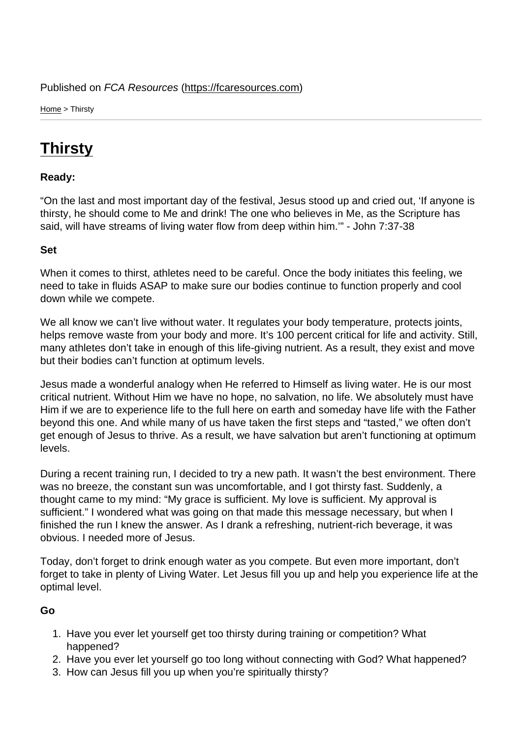Published on *FCA Resources* (https://fcaresources.com)

Home > Thirsty

# Thirsty

**Ready:**

“On the last and most important day of the festival, Jesus stood up and cried out, ‘If anyone is thirsty, he should come to Me and drink! The one who believes in Me, as the Scripture has said, will have streams of living water flow from deep within him.’” - John 7:37-38

**Set**

When it comes to thirst, athletes need to be careful. Once the body initiates this feeling, we need to take in fluids ASAP to make sure our bodies continue to function properly and cool down while we compete.

We all know we can’t live without water. It regulates your body temperature, protects joints, helps remove waste from your body and more. It’s 100 percent critical for life and activity. Still, many athletes don’t take in enough of this life-giving nutrient. As a result, they exist and move but their bodies can’t function at optimum levels.

Jesus made a wonderful analogy when He referred to Himself as living water. He is our most critical nutrient. Without Him we have no hope, no salvation, no life. We absolutely must have Him if we are to experience life to the full here on earth and someday have life with the Father beyond this one. And while many of us have taken the first steps and “tasted,” we often don’t get enough of Jesus to thrive. As a result, we have salvation but aren’t functioning at optimum levels.

During a recent training run, I decided to try a new path. It wasn’t the best environment. There was no breeze, the constant sun was uncomfortable, and I got thirsty fast. Suddenly, a thought came to my mind: “My grace is sufficient. My love is sufficient. My approval is sufficient.” I wondered what was going on that made this message necessary, but when I finished the run I knew the answer. As I drank a refreshing, nutrient-rich beverage, it was obvious. I needed more of Jesus.

Today, don’t forget to drink enough water as you compete. But even more important, don’t forget to take in plenty of Living Water. Let Jesus fill you up and help you experience life at the optimal level.

**Go**

1. Have you ever let yourself get too thirsty during training or competition? What happened?
2. Have you ever let yourself go too long without connecting with God? What happened?
3. How can Jesus fill you up when you’re spiritually thirsty?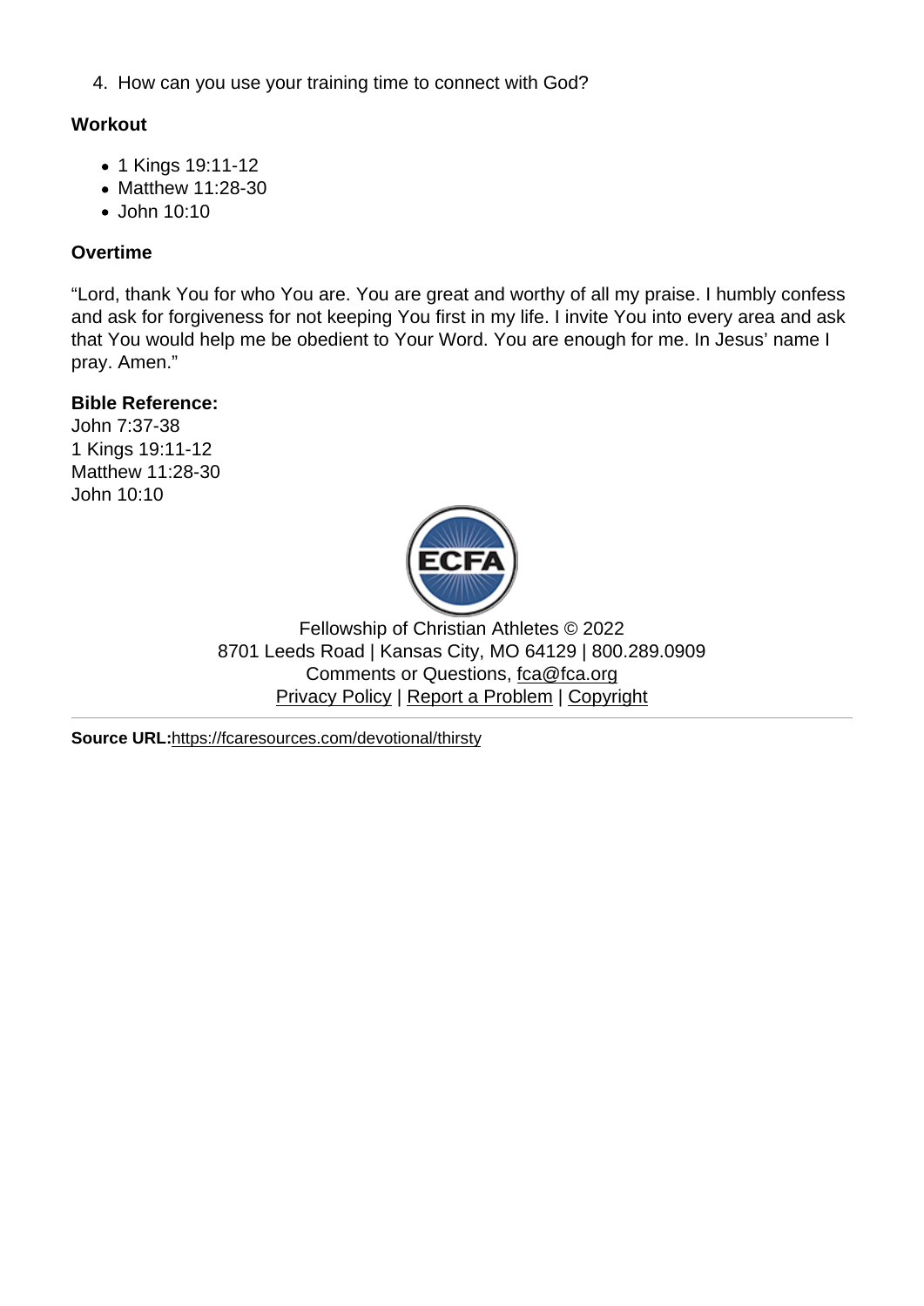4. How can you use your training time to connect with God?

**Workout**

- 1 Kings 19:11-12
- Matthew 11:28-30
- John 10:10

**Overtime**

"Lord, thank You for who You are. You are great and worthy of all my praise. I humbly confess and ask for forgiveness for not keeping You first in my life. I invite You into every area and ask that You would help me be obedient to Your Word. You are enough for me. In Jesus' name I pray. Amen."

**Bible Reference:**
John 7:37-38
1 Kings 19:11-12
Matthew 11:28-30
John 10:10

ECFA

Fellowship of Christian Athletes © 2022
8701 Leeds Road | Kansas City, MO 64129 | 800.289.0909
Comments or Questions, fca@fca.org
Privacy Policy | Report a Problem | Copyright

---

**Source URL:** https://fcaresources.com/devotional/thirsty